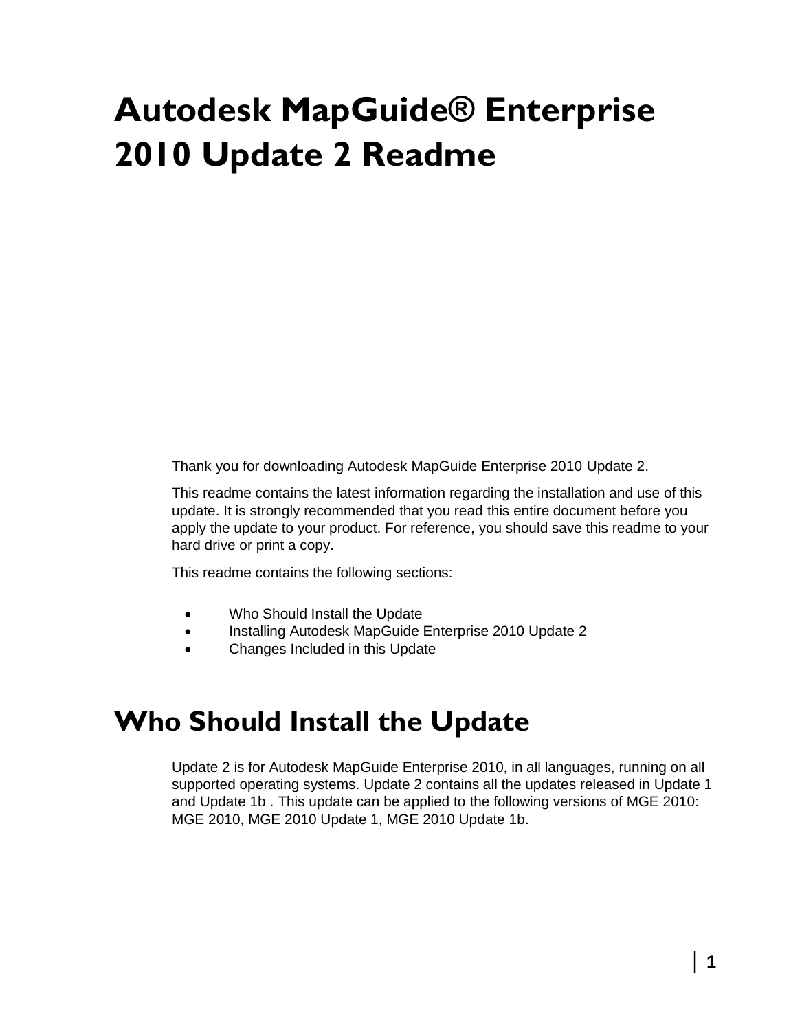# Autodesk MapGuide® Enterprise 2010 Update 2 Readme

Thank you for downloading Autodesk MapGuide Enterprise 2010 Update 2.

This readme contains the latest information regarding the installation and use of this update. It is strongly recommended that you read this entire document before you apply the update to your product. For reference, you should save this readme to your hard drive or print a copy.

This readme contains the following sections:

- Who Should Install the Update
- Installing Autodesk MapGuide Enterprise 2010 Update 2
- Changes Included in this Update

## Who Should Install the Update

Update 2 is for Autodesk MapGuide Enterprise 2010, in all languages, running on all supported operating systems. Update 2 contains all the updates released in Update 1 and Update 1b . This update can be applied to the following versions of MGE 2010: MGE 2010, MGE 2010 Update 1, MGE 2010 Update 1b.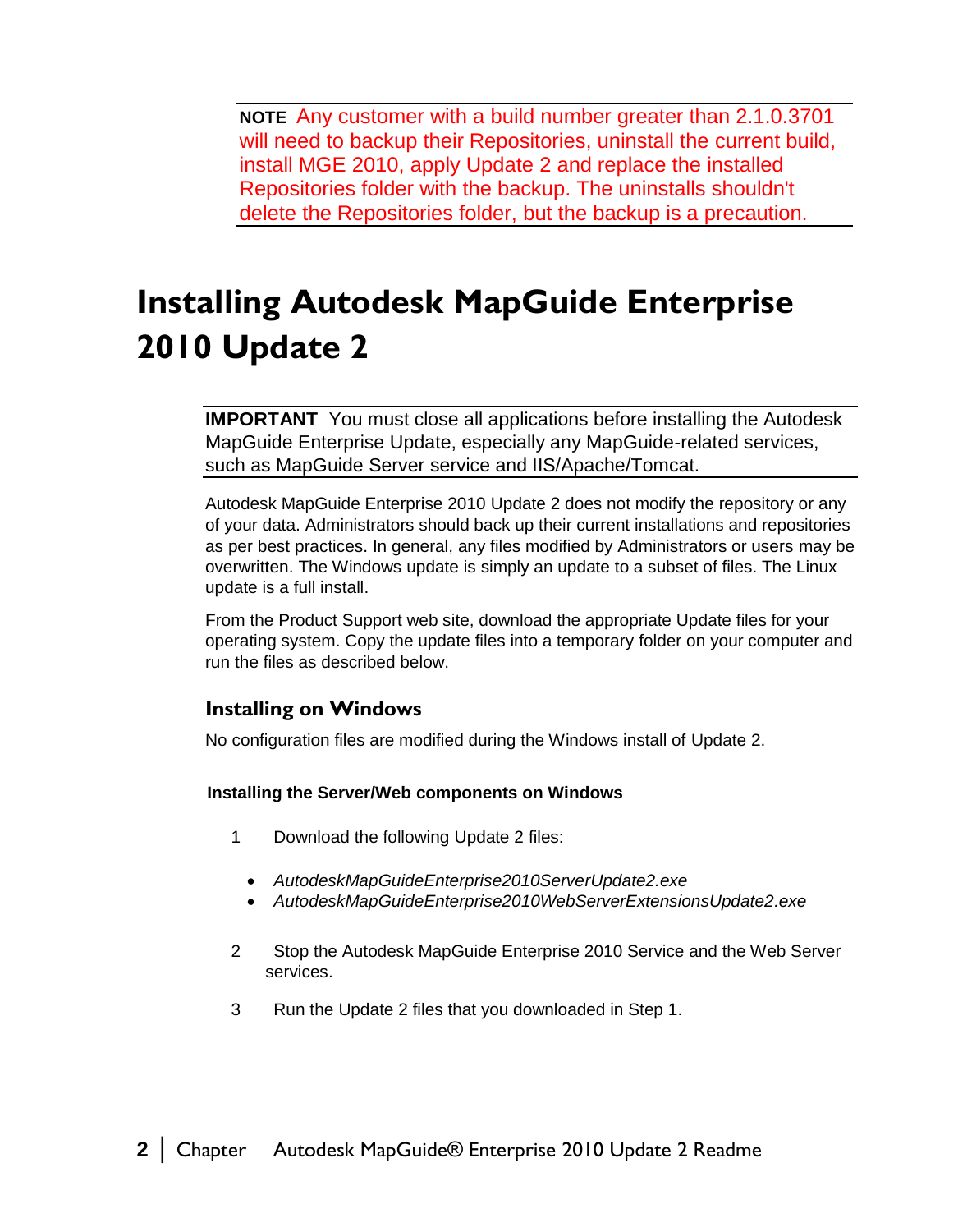**NOTE** Any customer with a build number greater than 2.1.0.3701 will need to backup their Repositories, uninstall the current build, install MGE 2010, apply Update 2 and replace the installed Repositories folder with the backup. The uninstalls shouldn't delete the Repositories folder, but the backup is a precaution.

# Installing Autodesk MapGuide Enterprise 2010 Update 2

**IMPORTANT** You must close all applications before installing the Autodesk MapGuide Enterprise Update, especially any MapGuide-related services, such as MapGuide Server service and IIS/Apache/Tomcat.

Autodesk MapGuide Enterprise 2010 Update 2 does not modify the repository or any of your data. Administrators should back up their current installations and repositories as per best practices. In general, any files modified by Administrators or users may be overwritten. The Windows update is simply an update to a subset of files. The Linux update is a full install.

From the Product Support web site, download the appropriate Update files for your operating system. Copy the update files into a temporary folder on your computer and run the files as described below.

## Installing on Windows

No configuration files are modified during the Windows install of Update 2.

### Installing the Server/Web components on Windows

1. Download the following Update 2 files:
   - *AutodeskMapGuideEnterprise2010ServerUpdate2.exe*
   - *AutodeskMapGuideEnterprise2010WebServerExtensionsUpdate2.exe*
2. Stop the Autodesk MapGuide Enterprise 2010 Service and the Web Server services.
3. Run the Update 2 files that you downloaded in Step 1.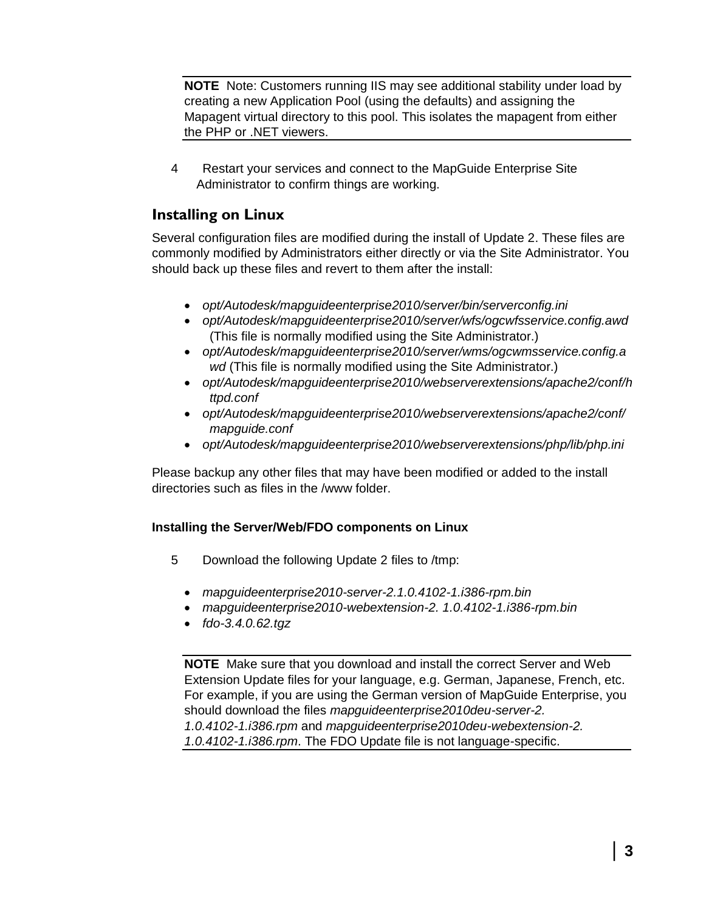> **NOTE** Note: Customers running IIS may see additional stability under load by creating a new Application Pool (using the defaults) and assigning the Mapagent virtual directory to this pool. This isolates the mapagent from either the PHP or .NET viewers.

4 Restart your services and connect to the MapGuide Enterprise Site Administrator to confirm things are working.

## Installing on Linux

Several configuration files are modified during the install of Update 2. These files are commonly modified by Administrators either directly or via the Site Administrator. You should back up these files and revert to them after the install:

- *opt/Autodesk/mapguideenterprise2010/server/bin/serverconfig.ini*
- *opt/Autodesk/mapguideenterprise2010/server/wfs/ogcwfsservice.config.awd* (This file is normally modified using the Site Administrator.)
- *opt/Autodesk/mapguideenterprise2010/server/wms/ogcwmsservice.config.awd* (This file is normally modified using the Site Administrator.)
- *opt/Autodesk/mapguideenterprise2010/webserverextensions/apache2/conf/httpd.conf*
- *opt/Autodesk/mapguideenterprise2010/webserverextensions/apache2/conf/mapguide.conf*
- *opt/Autodesk/mapguideenterprise2010/webserverextensions/php/lib/php.ini*

Please backup any other files that may have been modified or added to the install directories such as files in the /www folder.

#### Installing the Server/Web/FDO components on Linux

5 Download the following Update 2 files to /tmp:

- *mapguideenterprise2010-server-2.1.0.4102-1.i386-rpm.bin*
- *mapguideenterprise2010-webextension-2. 1.0.4102-1.i386-rpm.bin*
- *fdo-3.4.0.62.tgz*

> **NOTE** Make sure that you download and install the correct Server and Web Extension Update files for your language, e.g. German, Japanese, French, etc. For example, if you are using the German version of MapGuide Enterprise, you should download the files *mapguideenterprise2010deu-server-2. 1.0.4102-1.i386.rpm* and *mapguideenterprise2010deu-webextension-2. 1.0.4102-1.i386.rpm*. The FDO Update file is not language-specific.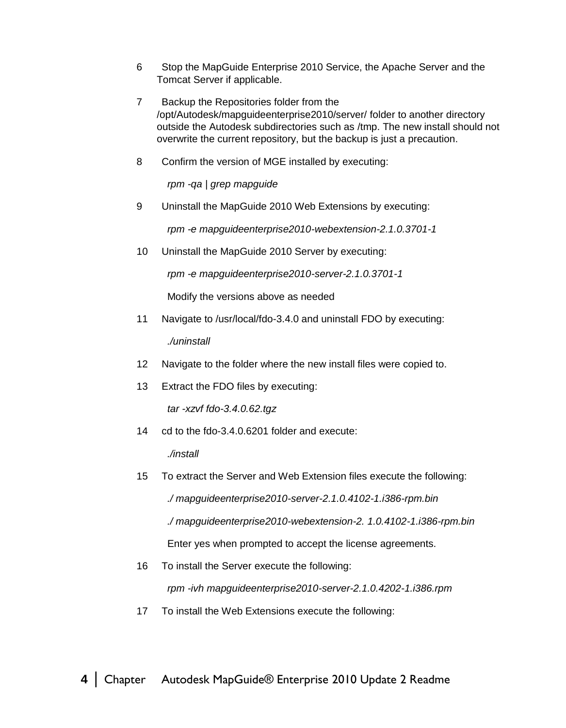6 Stop the MapGuide Enterprise 2010 Service, the Apache Server and the Tomcat Server if applicable.

7 Backup the Repositories folder from the /opt/Autodesk/mapguideenterprise2010/server/ folder to another directory outside the Autodesk subdirectories such as /tmp. The new install should not overwrite the current repository, but the backup is just a precaution.

8 Confirm the version of MGE installed by executing:

*rpm -qa | grep mapguide*

9 Uninstall the MapGuide 2010 Web Extensions by executing:

*rpm -e mapguideenterprise2010-webextension-2.1.0.3701-1*

10 Uninstall the MapGuide 2010 Server by executing:

*rpm -e mapguideenterprise2010-server-2.1.0.3701-1*

Modify the versions above as needed

11 Navigate to /usr/local/fdo-3.4.0 and uninstall FDO by executing:

*./uninstall*

12 Navigate to the folder where the new install files were copied to.

13 Extract the FDO files by executing:

*tar -xzvf fdo-3.4.0.62.tgz*

14 cd to the fdo-3.4.0.6201 folder and execute:

*./install*

15 To extract the Server and Web Extension files execute the following:

*./ mapguideenterprise2010-server-2.1.0.4102-1.i386-rpm.bin*

*./ mapguideenterprise2010-webextension-2. 1.0.4102-1.i386-rpm.bin*

Enter yes when prompted to accept the license agreements.

16 To install the Server execute the following:

*rpm -ivh mapguideenterprise2010-server-2.1.0.4202-1.i386.rpm*

17 To install the Web Extensions execute the following: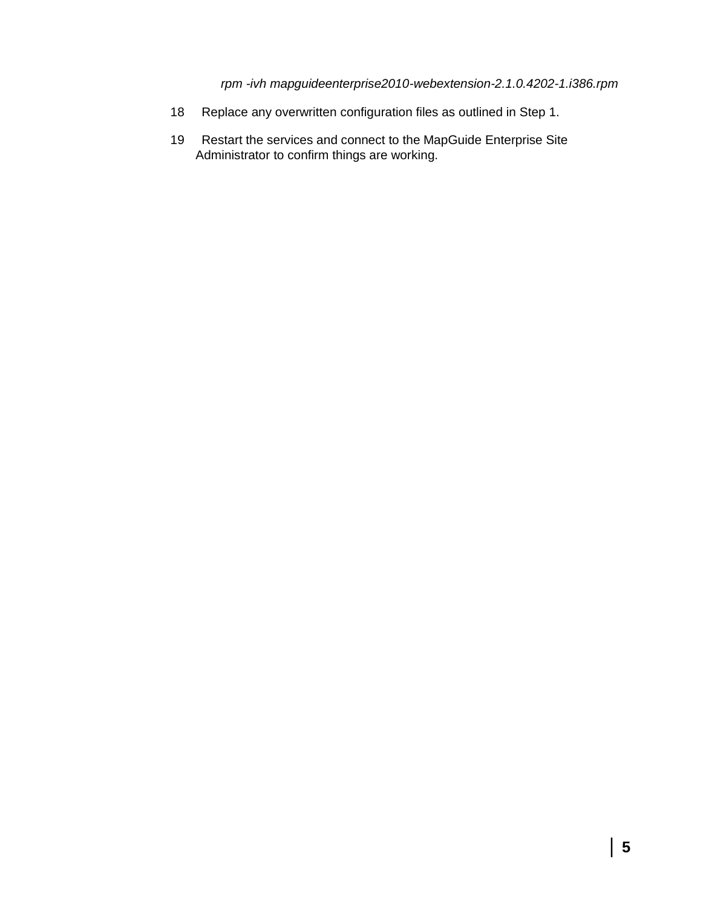*rpm -ivh mapguideenterprise2010-webextension-2.1.0.4202-1.i386.rpm*

18. Replace any overwritten configuration files as outlined in Step 1.

19. Restart the services and connect to the MapGuide Enterprise Site Administrator to confirm things are working.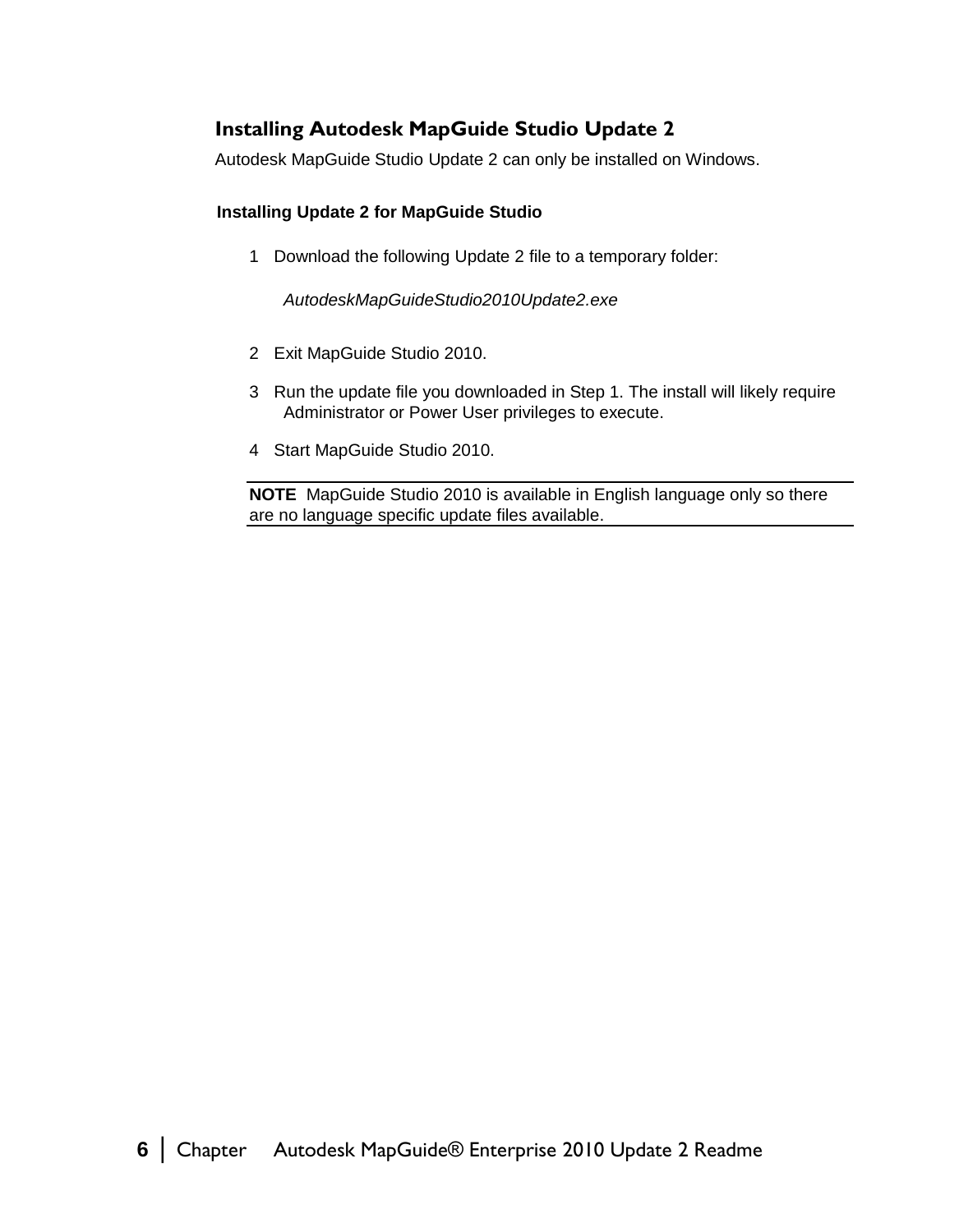## Installing Autodesk MapGuide Studio Update 2

Autodesk MapGuide Studio Update 2 can only be installed on Windows.

### Installing Update 2 for MapGuide Studio

1. Download the following Update 2 file to a temporary folder:

   *AutodeskMapGuideStudio2010Update2.exe*

2. Exit MapGuide Studio 2010.
3. Run the update file you downloaded in Step 1. The install will likely require Administrator or Power User privileges to execute.
4. Start MapGuide Studio 2010.

---

**NOTE** MapGuide Studio 2010 is available in English language only so there are no language specific update files available.

---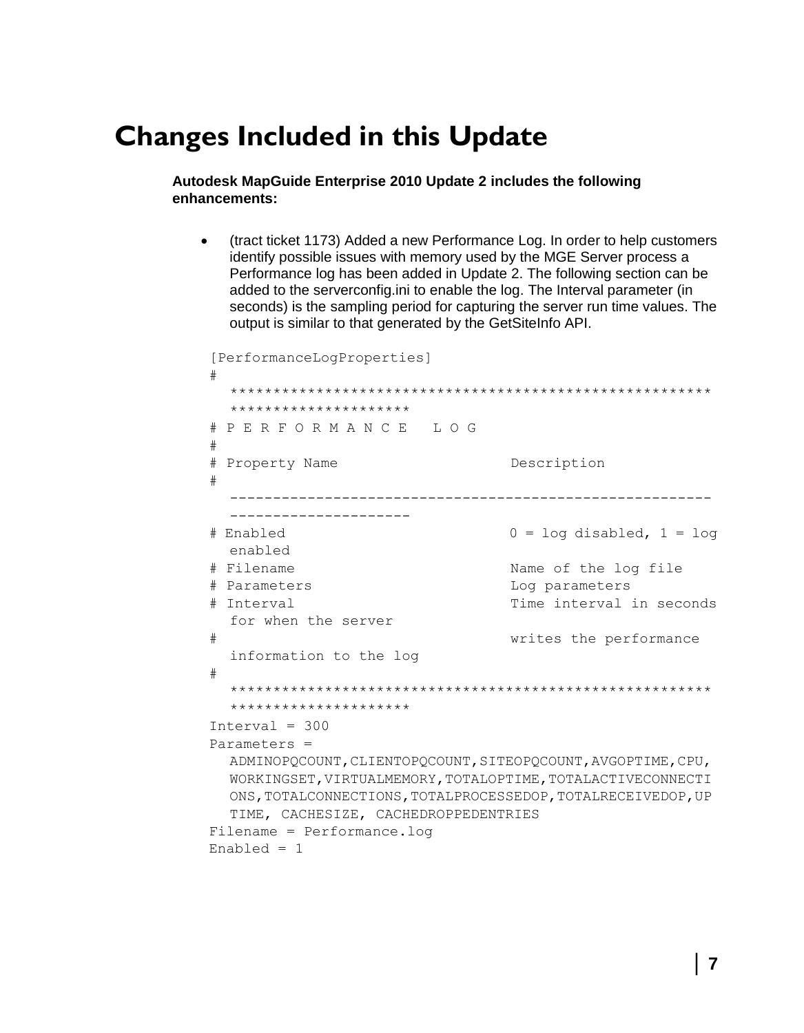# Changes Included in this Update

**Autodesk MapGuide Enterprise 2010 Update 2 includes the following enhancements:**

- (tract ticket 1173) Added a new Performance Log. In order to help customers identify possible issues with memory used by the MGE Server process a Performance log has been added in Update 2. The following section can be added to the serverconfig.ini to enable the log. The Interval parameter (in seconds) is the sampling period for capturing the server run time values. The output is similar to that generated by the GetSiteInfo API.

```
[PerformanceLogProperties]
# *****************************************************************************
# P E R F O R M A N C E   L O G
#
# Property Name                    Description
# -----------------------------------------------------------------------------
# Enabled                          0 = log disabled, 1 = log enabled
# Filename                         Name of the log file
# Parameters                       Log parameters
# Interval                         Time interval in seconds for when the server
#                                  writes the performance information to the log
# *****************************************************************************
Interval = 300
Parameters = ADMINOPQCOUNT,CLIENTOPQCOUNT,SITEOPQCOUNT,AVGOPTIME,CPU,WORKINGSET,VIRTUALMEMORY,TOTALOPTIME,TOTALACTIVECONNECTIONS,TOTALCONNECTIONS,TOTALPROCESSEDOP,TOTALRECEIVEDOP,UPTIME, CACHESIZE, CACHEDROPPEDENTRIES
Filename = Performance.log
Enabled = 1
```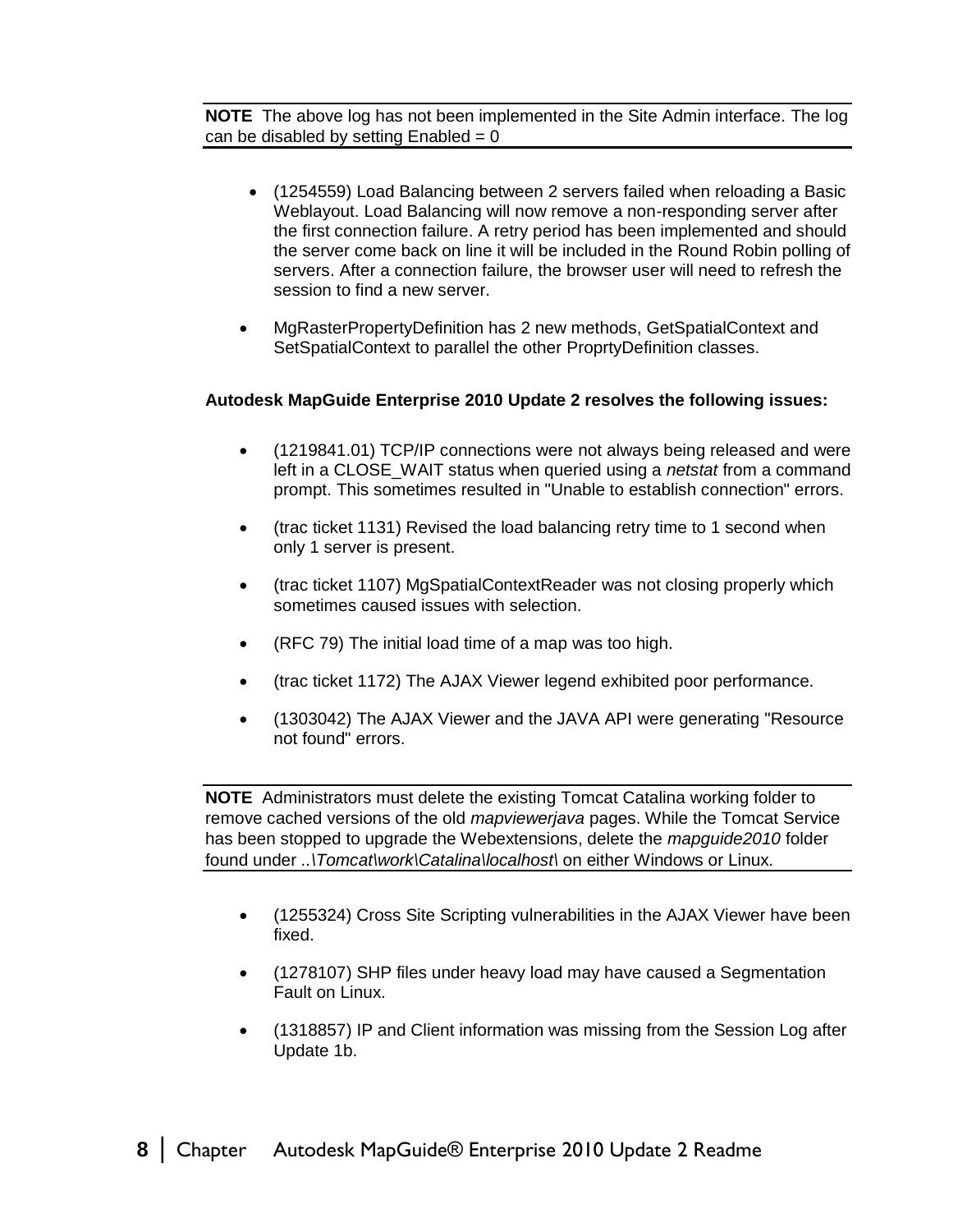**NOTE** The above log has not been implemented in the Site Admin interface. The log can be disabled by setting Enabled = 0

- (1254559) Load Balancing between 2 servers failed when reloading a Basic Weblayout. Load Balancing will now remove a non-responding server after the first connection failure. A retry period has been implemented and should the server come back on line it will be included in the Round Robin polling of servers. After a connection failure, the browser user will need to refresh the session to find a new server.
- MgRasterPropertyDefinition has 2 new methods, GetSpatialContext and SetSpatialContext to parallel the other ProprtyDefinition classes.

**Autodesk MapGuide Enterprise 2010 Update 2 resolves the following issues:**

- (1219841.01) TCP/IP connections were not always being released and were left in a CLOSE_WAIT status when queried using a *netstat* from a command prompt. This sometimes resulted in "Unable to establish connection" errors.
- (trac ticket 1131) Revised the load balancing retry time to 1 second when only 1 server is present.
- (trac ticket 1107) MgSpatialContextReader was not closing properly which sometimes caused issues with selection.
- (RFC 79) The initial load time of a map was too high.
- (trac ticket 1172) The AJAX Viewer legend exhibited poor performance.
- (1303042) The AJAX Viewer and the JAVA API were generating "Resource not found" errors.

**NOTE** Administrators must delete the existing Tomcat Catalina working folder to remove cached versions of the old *mapviewerjava* pages. While the Tomcat Service has been stopped to upgrade the Webextensions, delete the *mapguide2010* folder found under *..\Tomcat\work\Catalina\localhost\* on either Windows or Linux.

- (1255324) Cross Site Scripting vulnerabilities in the AJAX Viewer have been fixed.
- (1278107) SHP files under heavy load may have caused a Segmentation Fault on Linux.
- (1318857) IP and Client information was missing from the Session Log after Update 1b.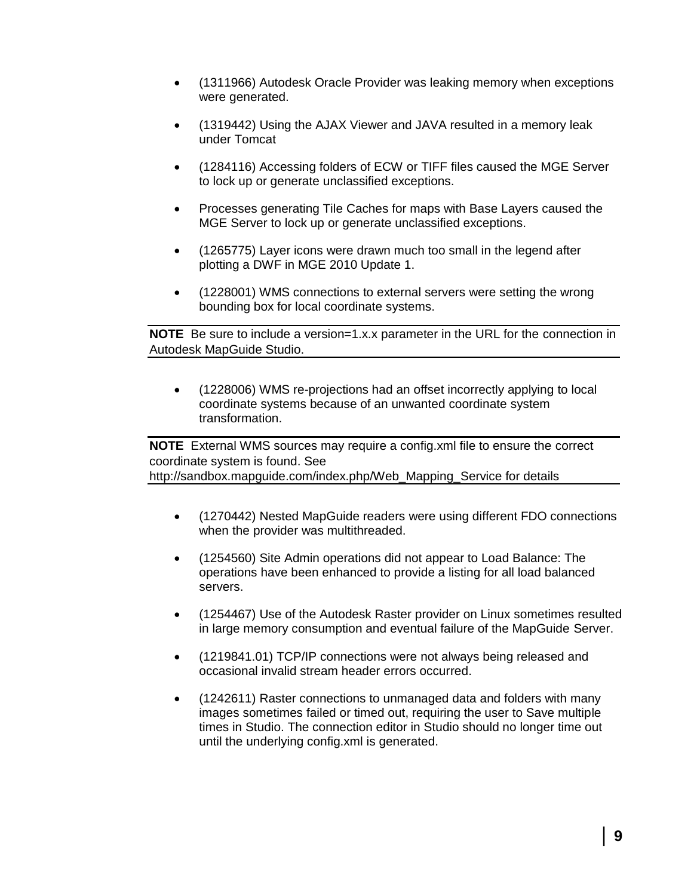- (1311966) Autodesk Oracle Provider was leaking memory when exceptions were generated.

- (1319442) Using the AJAX Viewer and JAVA resulted in a memory leak under Tomcat

- (1284116) Accessing folders of ECW or TIFF files caused the MGE Server to lock up or generate unclassified exceptions.

- Processes generating Tile Caches for maps with Base Layers caused the MGE Server to lock up or generate unclassified exceptions.

- (1265775) Layer icons were drawn much too small in the legend after plotting a DWF in MGE 2010 Update 1.

- (1228001) WMS connections to external servers were setting the wrong bounding box for local coordinate systems.

**NOTE** Be sure to include a version=1.x.x parameter in the URL for the connection in Autodesk MapGuide Studio.

- (1228006) WMS re-projections had an offset incorrectly applying to local coordinate systems because of an unwanted coordinate system transformation.

**NOTE** External WMS sources may require a config.xml file to ensure the correct coordinate system is found. See http://sandbox.mapguide.com/index.php/Web_Mapping_Service for details

- (1270442) Nested MapGuide readers were using different FDO connections when the provider was multithreaded.

- (1254560) Site Admin operations did not appear to Load Balance: The operations have been enhanced to provide a listing for all load balanced servers.

- (1254467) Use of the Autodesk Raster provider on Linux sometimes resulted in large memory consumption and eventual failure of the MapGuide Server.

- (1219841.01) TCP/IP connections were not always being released and occasional invalid stream header errors occurred.

- (1242611) Raster connections to unmanaged data and folders with many images sometimes failed or timed out, requiring the user to Save multiple times in Studio. The connection editor in Studio should no longer time out until the underlying config.xml is generated.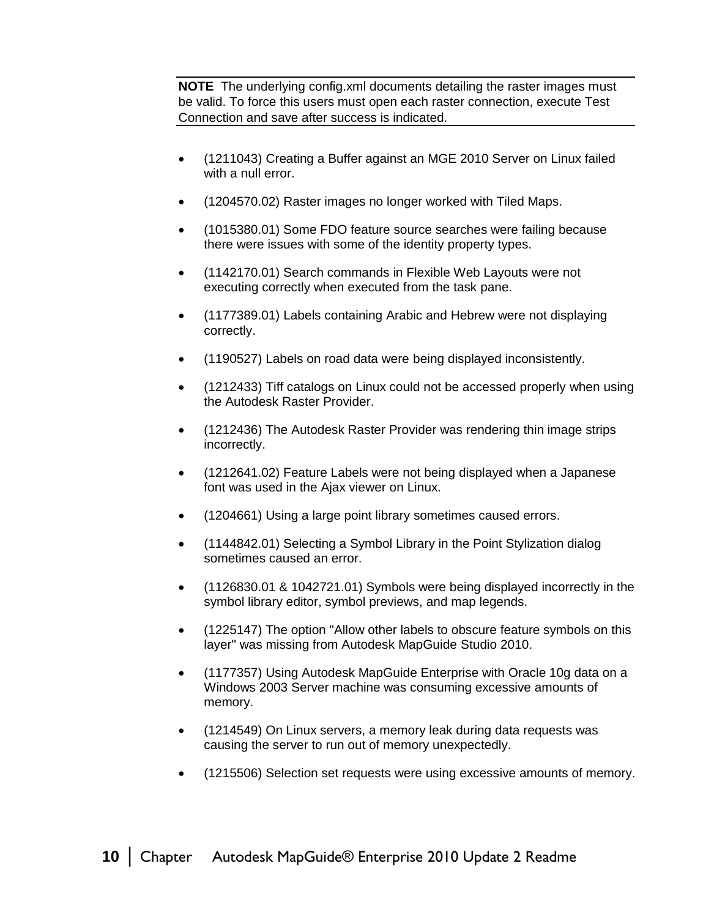**NOTE** The underlying config.xml documents detailing the raster images must be valid. To force this users must open each raster connection, execute Test Connection and save after success is indicated.

- (1211043) Creating a Buffer against an MGE 2010 Server on Linux failed with a null error.
- (1204570.02) Raster images no longer worked with Tiled Maps.
- (1015380.01) Some FDO feature source searches were failing because there were issues with some of the identity property types.
- (1142170.01) Search commands in Flexible Web Layouts were not executing correctly when executed from the task pane.
- (1177389.01) Labels containing Arabic and Hebrew were not displaying correctly.
- (1190527) Labels on road data were being displayed inconsistently.
- (1212433) Tiff catalogs on Linux could not be accessed properly when using the Autodesk Raster Provider.
- (1212436) The Autodesk Raster Provider was rendering thin image strips incorrectly.
- (1212641.02) Feature Labels were not being displayed when a Japanese font was used in the Ajax viewer on Linux.
- (1204661) Using a large point library sometimes caused errors.
- (1144842.01) Selecting a Symbol Library in the Point Stylization dialog sometimes caused an error.
- (1126830.01 & 1042721.01) Symbols were being displayed incorrectly in the symbol library editor, symbol previews, and map legends.
- (1225147) The option "Allow other labels to obscure feature symbols on this layer" was missing from Autodesk MapGuide Studio 2010.
- (1177357) Using Autodesk MapGuide Enterprise with Oracle 10g data on a Windows 2003 Server machine was consuming excessive amounts of memory.
- (1214549) On Linux servers, a memory leak during data requests was causing the server to run out of memory unexpectedly.
- (1215506) Selection set requests were using excessive amounts of memory.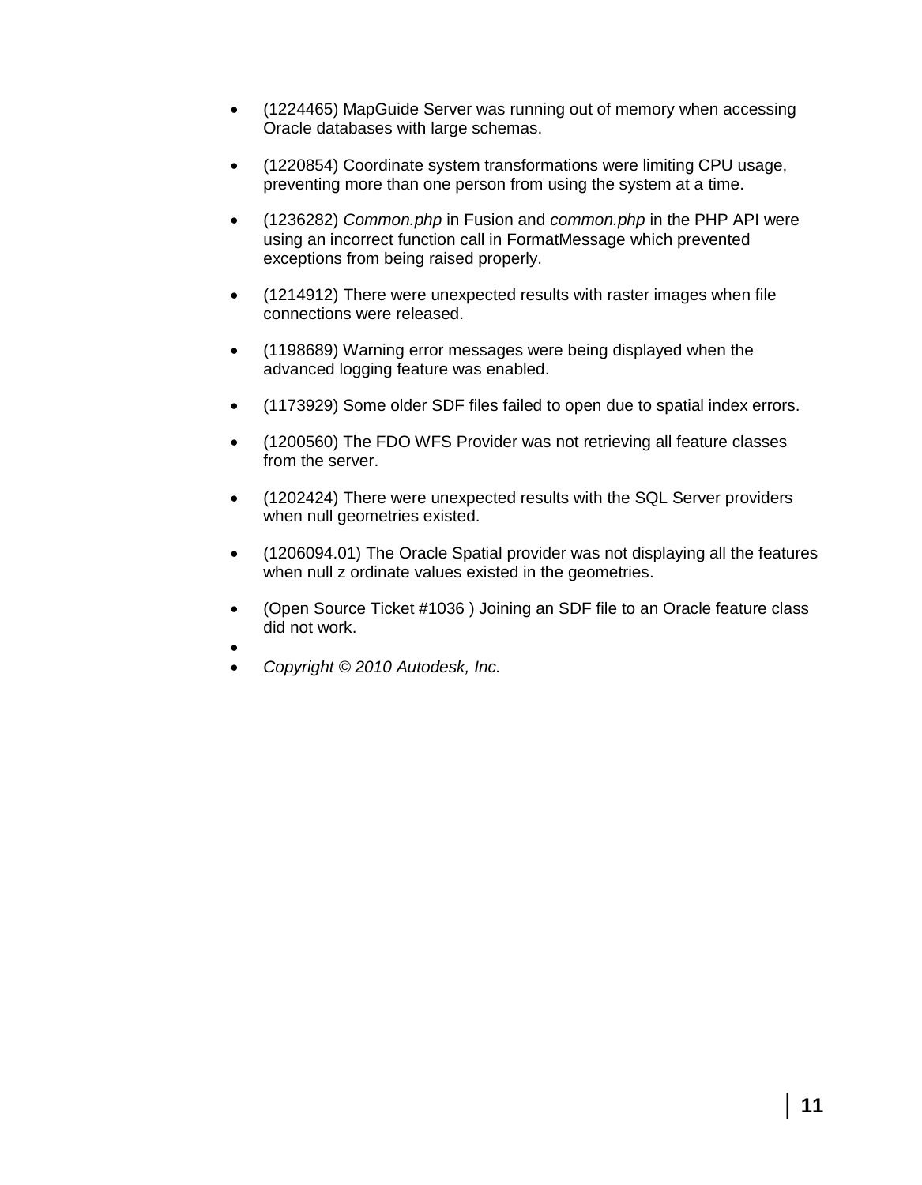- (1224465) MapGuide Server was running out of memory when accessing Oracle databases with large schemas.
- (1220854) Coordinate system transformations were limiting CPU usage, preventing more than one person from using the system at a time.
- (1236282) *Common.php* in Fusion and *common.php* in the PHP API were using an incorrect function call in FormatMessage which prevented exceptions from being raised properly.
- (1214912) There were unexpected results with raster images when file connections were released.
- (1198689) Warning error messages were being displayed when the advanced logging feature was enabled.
- (1173929) Some older SDF files failed to open due to spatial index errors.
- (1200560) The FDO WFS Provider was not retrieving all feature classes from the server.
- (1202424) There were unexpected results with the SQL Server providers when null geometries existed.
- (1206094.01) The Oracle Spatial provider was not displaying all the features when null z ordinate values existed in the geometries.
- (Open Source Ticket #1036 ) Joining an SDF file to an Oracle feature class did not work.
- 
- *Copyright © 2010 Autodesk, Inc.*